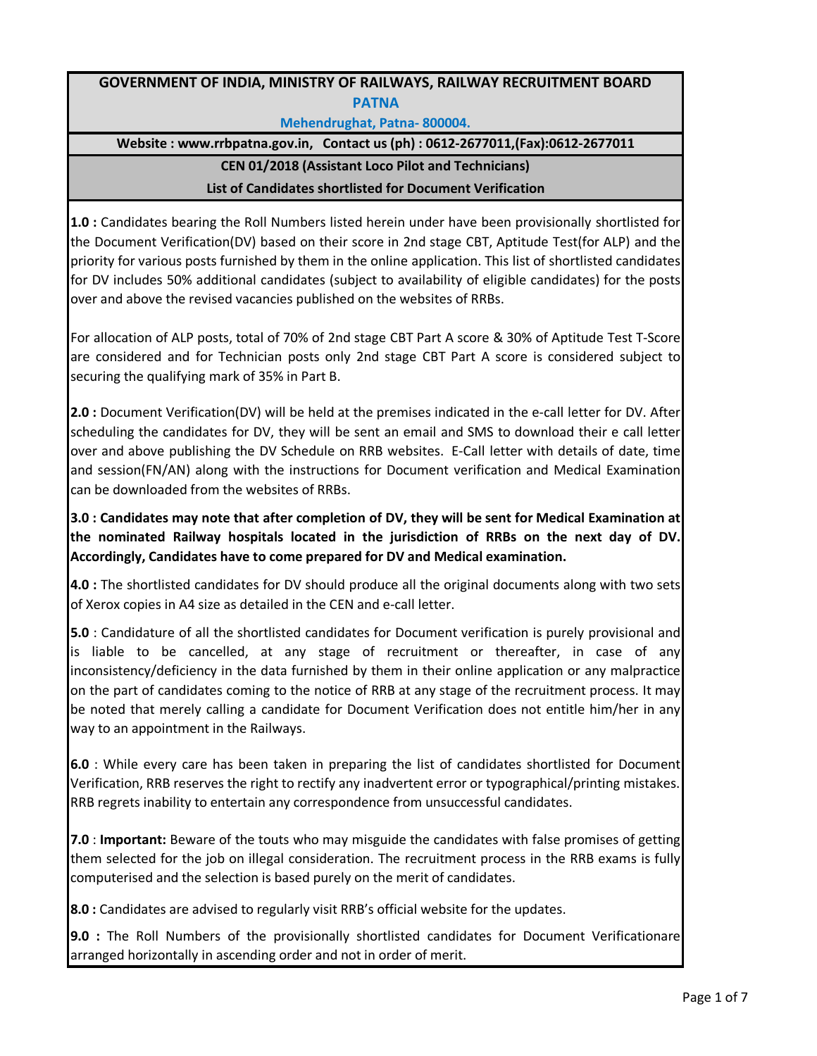# GOVERNMENT OF INDIA, MINISTRY OF RAILWAYS, RAILWAY RECRUITMENT BOARD

## PATNA

**Mehendrughat, Patna- 800004.**

**Website : www.rrbpatna.gov.in, Contact us (ph) : 0612-2677011,(Fax):0612-2677011**

**CEN 01/2018 (Assistant Loco Pilot and Technicians)**

**List of Candidates shortlisted for Document Verification**

**1.0 :** Candidates bearing the Roll Numbers listed herein under have been provisionally shortlisted for the Document Verification(DV) based on their score in 2nd stage CBT, Aptitude Test(for ALP) and the priority for various posts furnished by them in the online application. This list of shortlisted candidates for DV includes 50% additional candidates (subject to availability of eligible candidates) for the posts over and above the revised vacancies published on the websites of RRBs.

For allocation of ALP posts, total of 70% of 2nd stage CBT Part A score & 30% of Aptitude Test T-Score are considered and for Technician posts only 2nd stage CBT Part A score is considered subject to securing the qualifying mark of 35% in Part B.

**2.0 :** Document Verification(DV) will be held at the premises indicated in the e-call letter for DV. After scheduling the candidates for DV, they will be sent an email and SMS to download their e call letter over and above publishing the DV Schedule on RRB websites. E-Call letter with details of date, time and session(FN/AN) along with the instructions for Document verification and Medical Examination can be downloaded from the websites of RRBs.

**3.0 : Candidates may note that after completion of DV, they will be sent for Medical Examination at the nominated Railway hospitals located in the jurisdiction of RRBs on the next day of DV. Accordingly, Candidates have to come prepared for DV and Medical examination.**

**4.0 :** The shortlisted candidates for DV should produce all the original documents along with two sets of Xerox copies in A4 size as detailed in the CEN and e-call letter.

**5.0** : Candidature of all the shortlisted candidates for Document verification is purely provisional and is liable to be cancelled, at any stage of recruitment or thereafter, in case of any inconsistency/deficiency in the data furnished by them in their online application or any malpractice on the part of candidates coming to the notice of RRB at any stage of the recruitment process. It may be noted that merely calling a candidate for Document Verification does not entitle him/her in any way to an appointment in the Railways.

**6.0** : While every care has been taken in preparing the list of candidates shortlisted for Document Verification, RRB reserves the right to rectify any inadvertent error or typographical/printing mistakes. RRB regrets inability to entertain any correspondence from unsuccessful candidates.

**7.0** : **Important:** Beware of the touts who may misguide the candidates with false promises of getting them selected for the job on illegal consideration. The recruitment process in the RRB exams is fully computerised and the selection is based purely on the merit of candidates.

**8.0 :** Candidates are advised to regularly visit RRB's official website for the updates.

**9.0 :** The Roll Numbers of the provisionally shortlisted candidates for Document Verificationare arranged horizontally in ascending order and not in order of merit.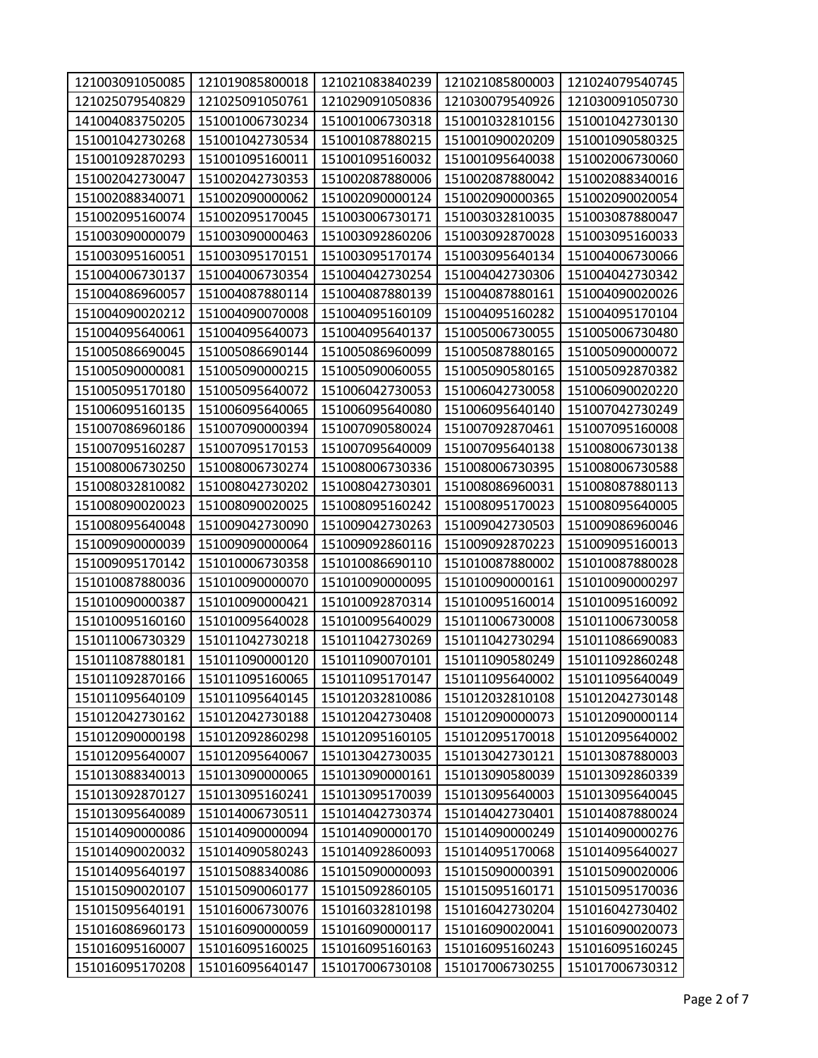| 121003091050085 | 121019085800018 | 121021083840239 | 121021085800003 | 121024079540745 |
|---|---|---|---|---|
| 121025079540829 | 121025091050761 | 121029091050836 | 121030079540926 | 121030091050730 |
| 141004083750205 | 151001006730234 | 151001006730318 | 151001032810156 | 151001042730130 |
| 151001042730268 | 151001042730534 | 151001087880215 | 151001090020209 | 151001090580325 |
| 151001092870293 | 151001095160011 | 151001095160032 | 151001095640038 | 151002006730060 |
| 151002042730047 | 151002042730353 | 151002087880006 | 151002087880042 | 151002088340016 |
| 151002088340071 | 151002090000062 | 151002090000124 | 151002090000365 | 151002090020054 |
| 151002095160074 | 151002095170045 | 151003006730171 | 151003032810035 | 151003087880047 |
| 151003090000079 | 151003090000463 | 151003092860206 | 151003092870028 | 151003095160033 |
| 151003095160051 | 151003095170151 | 151003095170174 | 151003095640134 | 151004006730066 |
| 151004006730137 | 151004006730354 | 151004042730254 | 151004042730306 | 151004042730342 |
| 151004086960057 | 151004087880114 | 151004087880139 | 151004087880161 | 151004090020026 |
| 151004090020212 | 151004090070008 | 151004095160109 | 151004095160282 | 151004095170104 |
| 151004095640061 | 151004095640073 | 151004095640137 | 151005006730055 | 151005006730480 |
| 151005086690045 | 151005086690144 | 151005086960099 | 151005087880165 | 151005090000072 |
| 151005090000081 | 151005090000215 | 151005090060055 | 151005090580165 | 151005092870382 |
| 151005095170180 | 151005095640072 | 151006042730053 | 151006042730058 | 151006090020220 |
| 151006095160135 | 151006095640065 | 151006095640080 | 151006095640140 | 151007042730249 |
| 151007086960186 | 151007090000394 | 151007090580024 | 151007092870461 | 151007095160008 |
| 151007095160287 | 151007095170153 | 151007095640009 | 151007095640138 | 151008006730138 |
| 151008006730250 | 151008006730274 | 151008006730336 | 151008006730395 | 151008006730588 |
| 151008032810082 | 151008042730202 | 151008042730301 | 151008086960031 | 151008087880113 |
| 151008090020023 | 151008090020025 | 151008095160242 | 151008095170023 | 151008095640005 |
| 151008095640048 | 151009042730090 | 151009042730263 | 151009042730503 | 151009086960046 |
| 151009090000039 | 151009090000064 | 151009092860116 | 151009092870223 | 151009095160013 |
| 151009095170142 | 151010006730358 | 151010086690110 | 151010087880002 | 151010087880028 |
| 151010087880036 | 151010090000070 | 151010090000095 | 151010090000161 | 151010090000297 |
| 151010090000387 | 151010090000421 | 151010092870314 | 151010095160014 | 151010095160092 |
| 151010095160160 | 151010095640028 | 151010095640029 | 151011006730008 | 151011006730058 |
| 151011006730329 | 151011042730218 | 151011042730269 | 151011042730294 | 151011086690083 |
| 151011087880181 | 151011090000120 | 151011090070101 | 151011090580249 | 151011092860248 |
| 151011092870166 | 151011095160065 | 151011095170147 | 151011095640002 | 151011095640049 |
| 151011095640109 | 151011095640145 | 151012032810086 | 151012032810108 | 151012042730148 |
| 151012042730162 | 151012042730188 | 151012042730408 | 151012090000073 | 151012090000114 |
| 151012090000198 | 151012092860298 | 151012095160105 | 151012095170018 | 151012095640002 |
| 151012095640007 | 151012095640067 | 151013042730035 | 151013042730121 | 151013087880003 |
| 151013088340013 | 151013090000065 | 151013090000161 | 151013090580039 | 151013092860339 |
| 151013092870127 | 151013095160241 | 151013095170039 | 151013095640003 | 151013095640045 |
| 151013095640089 | 151014006730511 | 151014042730374 | 151014042730401 | 151014087880024 |
| 151014090000086 | 151014090000094 | 151014090000170 | 151014090000249 | 151014090000276 |
| 151014090020032 | 151014090580243 | 151014092860093 | 151014095170068 | 151014095640027 |
| 151014095640197 | 151015088340086 | 151015090000093 | 151015090000391 | 151015090020006 |
| 151015090020107 | 151015090060177 | 151015092860105 | 151015095160171 | 151015095170036 |
| 151015095640191 | 151016006730076 | 151016032810198 | 151016042730204 | 151016042730402 |
| 151016086960173 | 151016090000059 | 151016090000117 | 151016090020041 | 151016090020073 |
| 151016095160007 | 151016095160025 | 151016095160163 | 151016095160243 | 151016095160245 |
| 151016095170208 | 151016095640147 | 151017006730108 | 151017006730255 | 151017006730312 |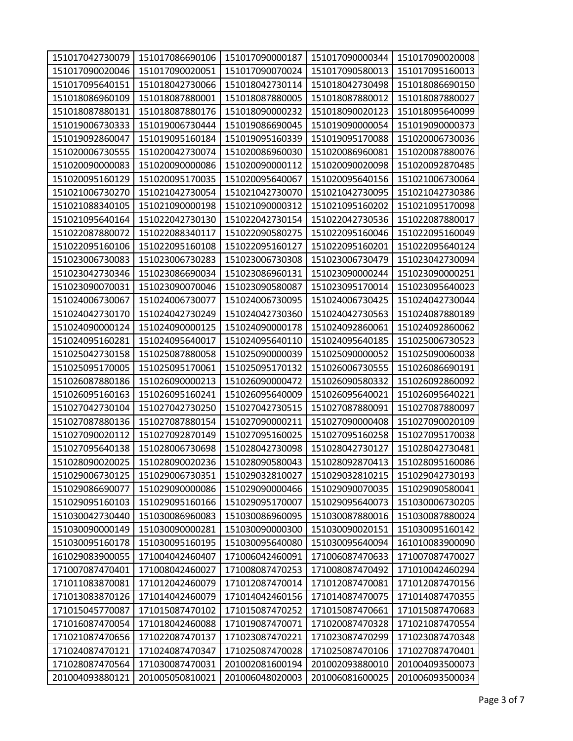| | | | | |
|---|---|---|---|---|
| 151017042730079 | 151017086690106 | 151017090000187 | 151017090000344 | 151017090020008 |
| 151017090020046 | 151017090020051 | 151017090070024 | 151017090580013 | 151017095160013 |
| 151017095640151 | 151018042730066 | 151018042730114 | 151018042730498 | 151018086690150 |
| 151018086960109 | 151018087880001 | 151018087880005 | 151018087880012 | 151018087880027 |
| 151018087880131 | 151018087880176 | 151018090000232 | 151018090020123 | 151018095640099 |
| 151019006730333 | 151019006730444 | 151019086690045 | 151019090000054 | 151019090000373 |
| 151019092860047 | 151019095160184 | 151019095160339 | 151019095170088 | 151020006730036 |
| 151020006730555 | 151020042730074 | 151020086960030 | 151020086960081 | 151020087880076 |
| 151020090000083 | 151020090000086 | 151020090000112 | 151020090020098 | 151020092870485 |
| 151020095160129 | 151020095170035 | 151020095640067 | 151020095640156 | 151021006730064 |
| 151021006730270 | 151021042730054 | 151021042730070 | 151021042730095 | 151021042730386 |
| 151021088340105 | 151021090000198 | 151021090000312 | 151021095160202 | 151021095170098 |
| 151021095640164 | 151022042730130 | 151022042730154 | 151022042730536 | 151022087880017 |
| 151022087880072 | 151022088340117 | 151022090580275 | 151022095160046 | 151022095160049 |
| 151022095160106 | 151022095160108 | 151022095160127 | 151022095160201 | 151022095640124 |
| 151023006730083 | 151023006730283 | 151023006730308 | 151023006730479 | 151023042730094 |
| 151023042730346 | 151023086690034 | 151023086960131 | 151023090000244 | 151023090000251 |
| 151023090070031 | 151023090070046 | 151023090580087 | 151023095170014 | 151023095640023 |
| 151024006730067 | 151024006730077 | 151024006730095 | 151024006730425 | 151024042730044 |
| 151024042730170 | 151024042730249 | 151024042730360 | 151024042730563 | 151024087880189 |
| 151024090000124 | 151024090000125 | 151024090000178 | 151024092860061 | 151024092860062 |
| 151024095160281 | 151024095640017 | 151024095640110 | 151024095640185 | 151025006730523 |
| 151025042730158 | 151025087880058 | 151025090000039 | 151025090000052 | 151025090060038 |
| 151025095170005 | 151025095170061 | 151025095170132 | 151026006730555 | 151026086690191 |
| 151026087880186 | 151026090000213 | 151026090000472 | 151026090580332 | 151026092860092 |
| 151026095160163 | 151026095160241 | 151026095640009 | 151026095640021 | 151026095640221 |
| 151027042730104 | 151027042730250 | 151027042730515 | 151027087880091 | 151027087880097 |
| 151027087880136 | 151027087880154 | 151027090000211 | 151027090000408 | 151027090020109 |
| 151027090020112 | 151027092870149 | 151027095160025 | 151027095160258 | 151027095170038 |
| 151027095640138 | 151028006730698 | 151028042730098 | 151028042730127 | 151028042730481 |
| 151028090020025 | 151028090020236 | 151028090580043 | 151028092870413 | 151028095160086 |
| 151029006730125 | 151029006730351 | 151029032810027 | 151029032810215 | 151029042730193 |
| 151029086690077 | 151029090000086 | 151029090000466 | 151029090070035 | 151029090580041 |
| 151029095160103 | 151029095160166 | 151029095170007 | 151029095640073 | 151030006730205 |
| 151030042730440 | 151030086960083 | 151030086960095 | 151030087880016 | 151030087880024 |
| 151030090000149 | 151030090000281 | 151030090000300 | 151030090020151 | 151030095160142 |
| 151030095160178 | 151030095160195 | 151030095640080 | 151030095640094 | 161010083900090 |
| 161029083900055 | 171004042460407 | 171006042460091 | 171006087470633 | 171007087470027 |
| 171007087470401 | 171008042460027 | 171008087470253 | 171008087470492 | 171010042460294 |
| 171011083870081 | 171012042460079 | 171012087470014 | 171012087470081 | 171012087470156 |
| 171013083870126 | 171014042460079 | 171014042460156 | 171014087470075 | 171014087470355 |
| 171015045770087 | 171015087470102 | 171015087470252 | 171015087470661 | 171015087470683 |
| 171016087470054 | 171018042460088 | 171019087470071 | 171020087470328 | 171021087470554 |
| 171021087470656 | 171022087470137 | 171023087470221 | 171023087470299 | 171023087470348 |
| 171024087470121 | 171024087470347 | 171025087470028 | 171025087470106 | 171027087470401 |
| 171028087470564 | 171030087470031 | 201002081600194 | 201002093880010 | 201004093500073 |
| 201004093880121 | 201005050810021 | 201006048020003 | 201006081600025 | 201006093500034 |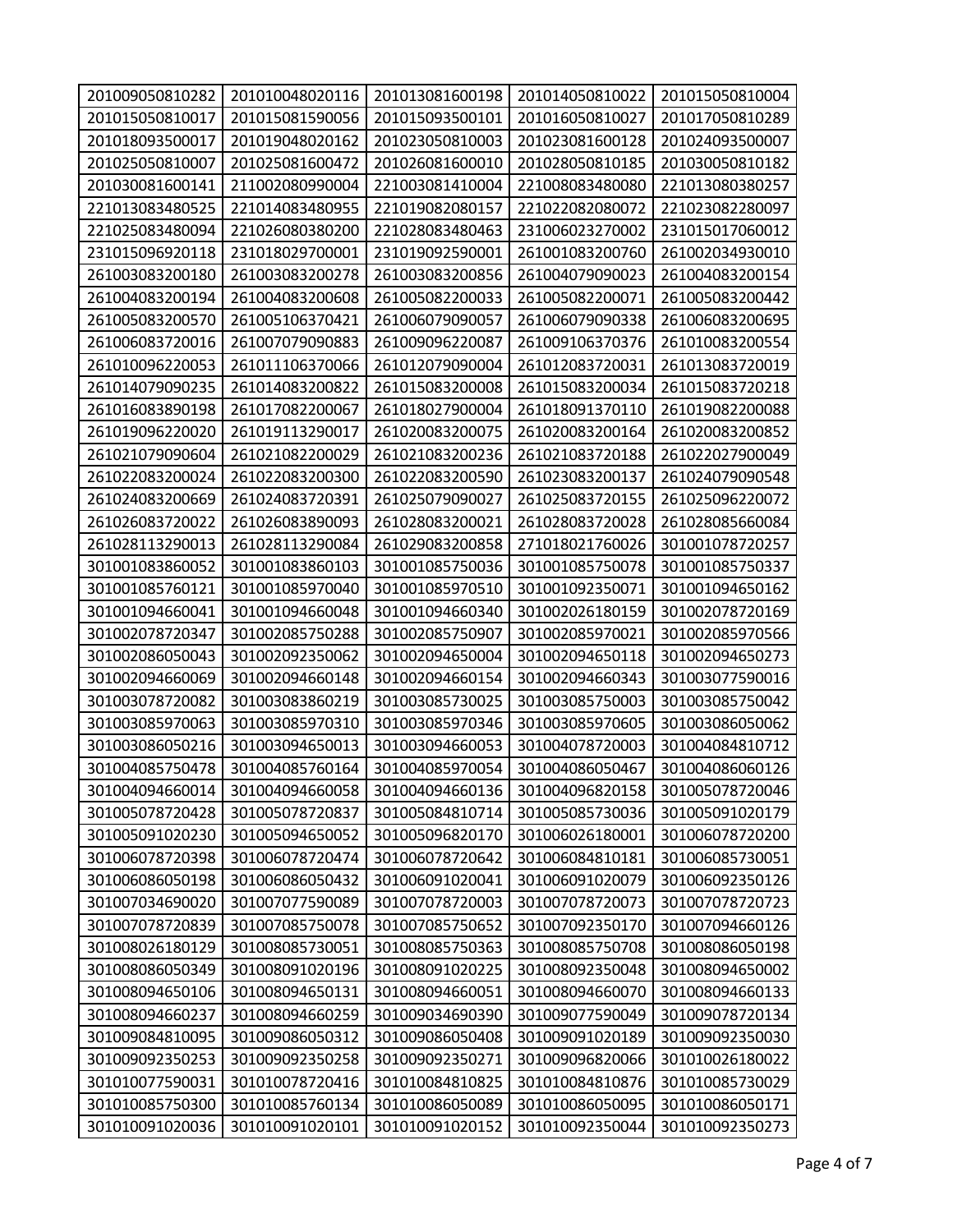| | | | | |
|---|---|---|---|---|
| 201009050810282 | 201010048020116 | 201013081600198 | 201014050810022 | 201015050810004 |
| 201015050810017 | 201015081590056 | 201015093500101 | 201016050810027 | 201017050810289 |
| 201018093500017 | 201019048020162 | 201023050810003 | 201023081600128 | 201024093500007 |
| 201025050810007 | 201025081600472 | 201026081600010 | 201028050810185 | 201030050810182 |
| 201030081600141 | 211002080990004 | 221003081410004 | 221008083480080 | 221013080380257 |
| 221013083480525 | 221014083480955 | 221019082080157 | 221022082080072 | 221023082280097 |
| 221025083480094 | 221026080380200 | 221028083480463 | 231006023270002 | 231015017060012 |
| 231015096920118 | 231018029700001 | 231019092590001 | 261001083200760 | 261002034930010 |
| 261003083200180 | 261003083200278 | 261003083200856 | 261004079090023 | 261004083200154 |
| 261004083200194 | 261004083200608 | 261005082200033 | 261005082200071 | 261005083200442 |
| 261005083200570 | 261005106370421 | 261006079090057 | 261006079090338 | 261006083200695 |
| 261006083720016 | 261007079090883 | 261009096220087 | 261009106370376 | 261010083200554 |
| 261010096220053 | 261011106370066 | 261012079090004 | 261012083720031 | 261013083720019 |
| 261014079090235 | 261014083200822 | 261015083200008 | 261015083200034 | 261015083720218 |
| 261016083890198 | 261017082200067 | 261018027900004 | 261018091370110 | 261019082200088 |
| 261019096220020 | 261019113290017 | 261020083200075 | 261020083200164 | 261020083200852 |
| 261021079090604 | 261021082200029 | 261021083200236 | 261021083720188 | 261022027900049 |
| 261022083200024 | 261022083200300 | 261022083200590 | 261023083200137 | 261024079090548 |
| 261024083200669 | 261024083720391 | 261025079090027 | 261025083720155 | 261025096220072 |
| 261026083720022 | 261026083890093 | 261028083200021 | 261028083720028 | 261028085660084 |
| 261028113290013 | 261028113290084 | 261029083200858 | 271018021760026 | 301001078720257 |
| 301001083860052 | 301001083860103 | 301001085750036 | 301001085750078 | 301001085750337 |
| 301001085760121 | 301001085970040 | 301001085970510 | 301001092350071 | 301001094650162 |
| 301001094660041 | 301001094660048 | 301001094660340 | 301002026180159 | 301002078720169 |
| 301002078720347 | 301002085750288 | 301002085750907 | 301002085970021 | 301002085970566 |
| 301002086050043 | 301002092350062 | 301002094650004 | 301002094650118 | 301002094650273 |
| 301002094660069 | 301002094660148 | 301002094660154 | 301002094660343 | 301003077590016 |
| 301003078720082 | 301003083860219 | 301003085730025 | 301003085750003 | 301003085750042 |
| 301003085970063 | 301003085970310 | 301003085970346 | 301003085970605 | 301003086050062 |
| 301003086050216 | 301003094650013 | 301003094660053 | 301004078720003 | 301004084810712 |
| 301004085750478 | 301004085760164 | 301004085970054 | 301004086050467 | 301004086060126 |
| 301004094660014 | 301004094660058 | 301004094660136 | 301004096820158 | 301005078720046 |
| 301005078720428 | 301005078720837 | 301005084810714 | 301005085730036 | 301005091020179 |
| 301005091020230 | 301005094650052 | 301005096820170 | 301006026180001 | 301006078720200 |
| 301006078720398 | 301006078720474 | 301006078720642 | 301006084810181 | 301006085730051 |
| 301006086050198 | 301006086050432 | 301006091020041 | 301006091020079 | 301006092350126 |
| 301007034690020 | 301007077590089 | 301007078720003 | 301007078720073 | 301007078720723 |
| 301007078720839 | 301007085750078 | 301007085750652 | 301007092350170 | 301007094660126 |
| 301008026180129 | 301008085730051 | 301008085750363 | 301008085750708 | 301008086050198 |
| 301008086050349 | 301008091020196 | 301008091020225 | 301008092350048 | 301008094650002 |
| 301008094650106 | 301008094650131 | 301008094660051 | 301008094660070 | 301008094660133 |
| 301008094660237 | 301008094660259 | 301009034690390 | 301009077590049 | 301009078720134 |
| 301009084810095 | 301009086050312 | 301009086050408 | 301009091020189 | 301009092350030 |
| 301009092350253 | 301009092350258 | 301009092350271 | 301009096820066 | 301010026180022 |
| 301010077590031 | 301010078720416 | 301010084810825 | 301010084810876 | 301010085730029 |
| 301010085750300 | 301010085760134 | 301010086050089 | 301010086050095 | 301010086050171 |
| 301010091020036 | 301010091020101 | 301010091020152 | 301010092350044 | 301010092350273 |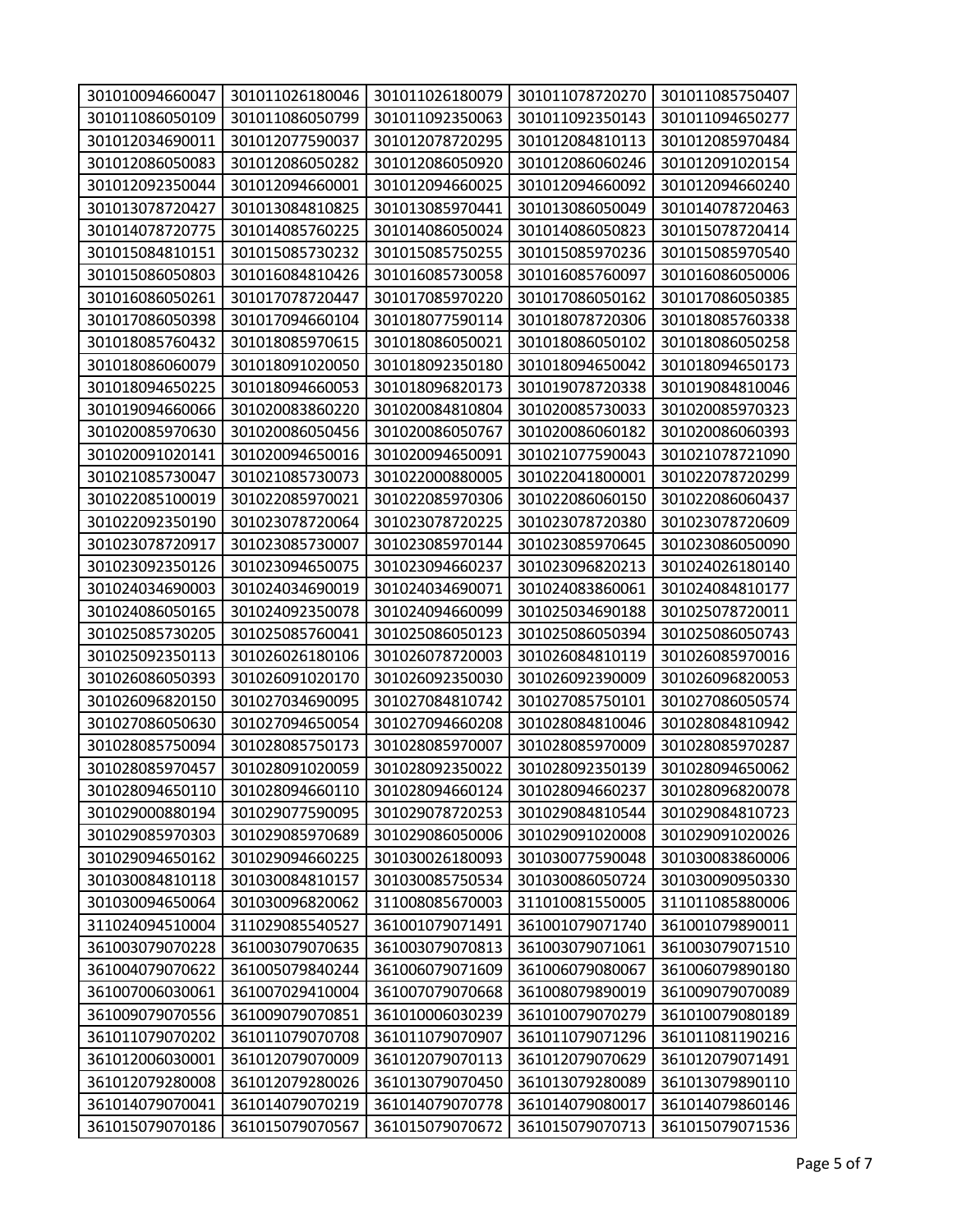| | | | | |
|---|---|---|---|---|
| 301010094660047 | 301011026180046 | 301011026180079 | 301011078720270 | 301011085750407 |
| 301011086050109 | 301011086050799 | 301011092350063 | 301011092350143 | 301011094650277 |
| 301012034690011 | 301012077590037 | 301012078720295 | 301012084810113 | 301012085970484 |
| 301012086050083 | 301012086050282 | 301012086050920 | 301012086060246 | 301012091020154 |
| 301012092350044 | 301012094660001 | 301012094660025 | 301012094660092 | 301012094660240 |
| 301013078720427 | 301013084810825 | 301013085970441 | 301013086050049 | 301014078720463 |
| 301014078720775 | 301014085760225 | 301014086050024 | 301014086050823 | 301015078720414 |
| 301015084810151 | 301015085730232 | 301015085750255 | 301015085970236 | 301015085970540 |
| 301015086050803 | 301016084810426 | 301016085730058 | 301016085760097 | 301016086050006 |
| 301016086050261 | 301017078720447 | 301017085970220 | 301017086050162 | 301017086050385 |
| 301017086050398 | 301017094660104 | 301018077590114 | 301018078720306 | 301018085760338 |
| 301018085760432 | 301018085970615 | 301018086050021 | 301018086050102 | 301018086050258 |
| 301018086060079 | 301018091020050 | 301018092350180 | 301018094650042 | 301018094650173 |
| 301018094650225 | 301018094660053 | 301018096820173 | 301019078720338 | 301019084810046 |
| 301019094660066 | 301020083860220 | 301020084810804 | 301020085730033 | 301020085970323 |
| 301020085970630 | 301020086050456 | 301020086050767 | 301020086060182 | 301020086060393 |
| 301020091020141 | 301020094650016 | 301020094650091 | 301021077590043 | 301021078721090 |
| 301021085730047 | 301021085730073 | 301022000880005 | 301022041800001 | 301022078720299 |
| 301022085100019 | 301022085970021 | 301022085970306 | 301022086060150 | 301022086060437 |
| 301022092350190 | 301023078720064 | 301023078720225 | 301023078720380 | 301023078720609 |
| 301023078720917 | 301023085730007 | 301023085970144 | 301023085970645 | 301023086050090 |
| 301023092350126 | 301023094650075 | 301023094660237 | 301023096820213 | 301024026180140 |
| 301024034690003 | 301024034690019 | 301024034690071 | 301024083860061 | 301024084810177 |
| 301024086050165 | 301024092350078 | 301024094660099 | 301025034690188 | 301025078720011 |
| 301025085730205 | 301025085760041 | 301025086050123 | 301025086050394 | 301025086050743 |
| 301025092350113 | 301026026180106 | 301026078720003 | 301026084810119 | 301026085970016 |
| 301026086050393 | 301026091020170 | 301026092350030 | 301026092390009 | 301026096820053 |
| 301026096820150 | 301027034690095 | 301027084810742 | 301027085750101 | 301027086050574 |
| 301027086050630 | 301027094650054 | 301027094660208 | 301028084810046 | 301028084810942 |
| 301028085750094 | 301028085750173 | 301028085970007 | 301028085970009 | 301028085970287 |
| 301028085970457 | 301028091020059 | 301028092350022 | 301028092350139 | 301028094650062 |
| 301028094650110 | 301028094660110 | 301028094660124 | 301028094660237 | 301028096820078 |
| 301029000880194 | 301029077590095 | 301029078720253 | 301029084810544 | 301029084810723 |
| 301029085970303 | 301029085970689 | 301029086050006 | 301029091020008 | 301029091020026 |
| 301029094650162 | 301029094660225 | 301030026180093 | 301030077590048 | 301030083860006 |
| 301030084810118 | 301030084810157 | 301030085750534 | 301030086050724 | 301030090950330 |
| 301030094650064 | 301030096820062 | 311008085670003 | 311010081550005 | 311011085880006 |
| 311024094510004 | 311029085540527 | 361001079071491 | 361001079071740 | 361001079890011 |
| 361003079070228 | 361003079070635 | 361003079070813 | 361003079071061 | 361003079071510 |
| 361004079070622 | 361005079840244 | 361006079071609 | 361006079080067 | 361006079890180 |
| 361007006030061 | 361007029410004 | 361007079070668 | 361008079890019 | 361009079070089 |
| 361009079070556 | 361009079070851 | 361010006030239 | 361010079070279 | 361010079080189 |
| 361011079070202 | 361011079070708 | 361011079070907 | 361011079071296 | 361011081190216 |
| 361012006030001 | 361012079070009 | 361012079070113 | 361012079070629 | 361012079071491 |
| 361012079280008 | 361012079280026 | 361013079070450 | 361013079280089 | 361013079890110 |
| 361014079070041 | 361014079070219 | 361014079070778 | 361014079080017 | 361014079860146 |
| 361015079070186 | 361015079070567 | 361015079070672 | 361015079070713 | 361015079071536 |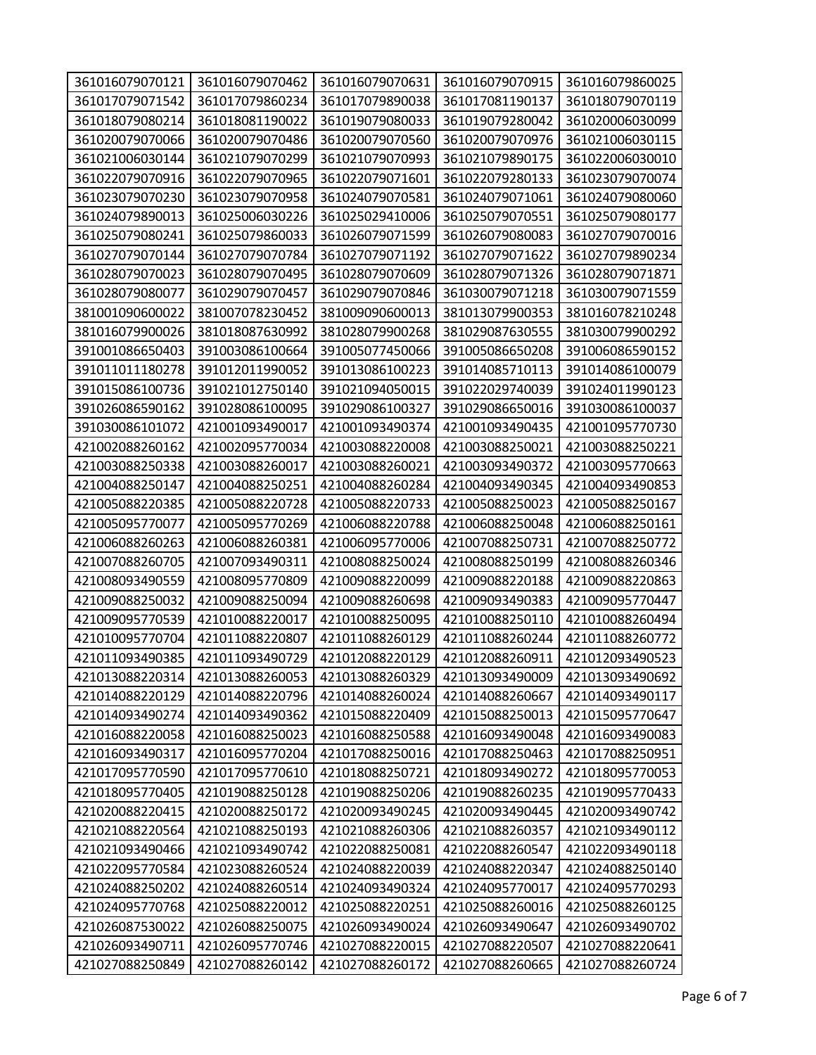| 361016079070121 | 361016079070462 | 361016079070631 | 361016079070915 | 361016079860025 |
|---|---|---|---|---|
| 361017079071542 | 361017079860234 | 361017079890038 | 361017081190137 | 361018079070119 |
| 361018079080214 | 361018081190022 | 361019079080033 | 361019079280042 | 361020006030099 |
| 361020079070066 | 361020079070486 | 361020079070560 | 361020079070976 | 361021006030115 |
| 361021006030144 | 361021079070299 | 361021079070993 | 361021079890175 | 361022006030010 |
| 361022079070916 | 361022079070965 | 361022079071601 | 361022079280133 | 361023079070074 |
| 361023079070230 | 361023079070958 | 361024079070581 | 361024079071061 | 361024079080060 |
| 361024079890013 | 361025006030226 | 361025029410006 | 361025079070551 | 361025079080177 |
| 361025079080241 | 361025079860033 | 361026079071599 | 361026079080083 | 361027079070016 |
| 361027079070144 | 361027079070784 | 361027079071192 | 361027079071622 | 361027079890234 |
| 361028079070023 | 361028079070495 | 361028079070609 | 361028079071326 | 361028079071871 |
| 361028079080077 | 361029079070457 | 361029079070846 | 361030079071218 | 361030079071559 |
| 381001090600022 | 381007078230452 | 381009090600013 | 381013079900353 | 381016078210248 |
| 381016079900026 | 381018087630992 | 381028079900268 | 381029087630555 | 381030079900292 |
| 391001086650403 | 391003086100664 | 391005077450066 | 391005086650208 | 391006086590152 |
| 391011011180278 | 391012011990052 | 391013086100223 | 391014085710113 | 391014086100079 |
| 391015086100736 | 391021012750140 | 391021094050015 | 391022029740039 | 391024011990123 |
| 391026086590162 | 391028086100095 | 391029086100327 | 391029086650016 | 391030086100037 |
| 391030086101072 | 421001093490017 | 421001093490374 | 421001093490435 | 421001095770730 |
| 421002088260162 | 421002095770034 | 421003088220008 | 421003088250021 | 421003088250221 |
| 421003088250338 | 421003088260017 | 421003088260021 | 421003093490372 | 421003095770663 |
| 421004088250147 | 421004088250251 | 421004088260284 | 421004093490345 | 421004093490853 |
| 421005088220385 | 421005088220728 | 421005088220733 | 421005088250023 | 421005088250167 |
| 421005095770077 | 421005095770269 | 421006088220788 | 421006088250048 | 421006088250161 |
| 421006088260263 | 421006088260381 | 421006095770006 | 421007088250731 | 421007088250772 |
| 421007088260705 | 421007093490311 | 421008088250024 | 421008088250199 | 421008088260346 |
| 421008093490559 | 421008095770809 | 421009088220099 | 421009088220188 | 421009088220863 |
| 421009088250032 | 421009088250094 | 421009088260698 | 421009093490383 | 421009095770447 |
| 421009095770539 | 421010088220017 | 421010088250095 | 421010088250110 | 421010088260494 |
| 421010095770704 | 421011088220807 | 421011088260129 | 421011088260244 | 421011088260772 |
| 421011093490385 | 421011093490729 | 421012088220129 | 421012088260911 | 421012093490523 |
| 421013088220314 | 421013088260053 | 421013088260329 | 421013093490009 | 421013093490692 |
| 421014088220129 | 421014088220796 | 421014088260024 | 421014088260667 | 421014093490117 |
| 421014093490274 | 421014093490362 | 421015088220409 | 421015088250013 | 421015095770647 |
| 421016088220058 | 421016088250023 | 421016088250588 | 421016093490048 | 421016093490083 |
| 421016093490317 | 421016095770204 | 421017088250016 | 421017088250463 | 421017088250951 |
| 421017095770590 | 421017095770610 | 421018088250721 | 421018093490272 | 421018095770053 |
| 421018095770405 | 421019088250128 | 421019088250206 | 421019088260235 | 421019095770433 |
| 421020088220415 | 421020088250172 | 421020093490245 | 421020093490445 | 421020093490742 |
| 421021088220564 | 421021088250193 | 421021088260306 | 421021088260357 | 421021093490112 |
| 421021093490466 | 421021093490742 | 421022088250081 | 421022088260547 | 421022093490118 |
| 421022095770584 | 421023088260524 | 421024088220039 | 421024088220347 | 421024088250140 |
| 421024088250202 | 421024088260514 | 421024093490324 | 421024095770017 | 421024095770293 |
| 421024095770768 | 421025088220012 | 421025088220251 | 421025088260016 | 421025088260125 |
| 421026087530022 | 421026088250075 | 421026093490024 | 421026093490647 | 421026093490702 |
| 421026093490711 | 421026095770746 | 421027088220015 | 421027088220507 | 421027088220641 |
| 421027088250849 | 421027088260142 | 421027088260172 | 421027088260665 | 421027088260724 |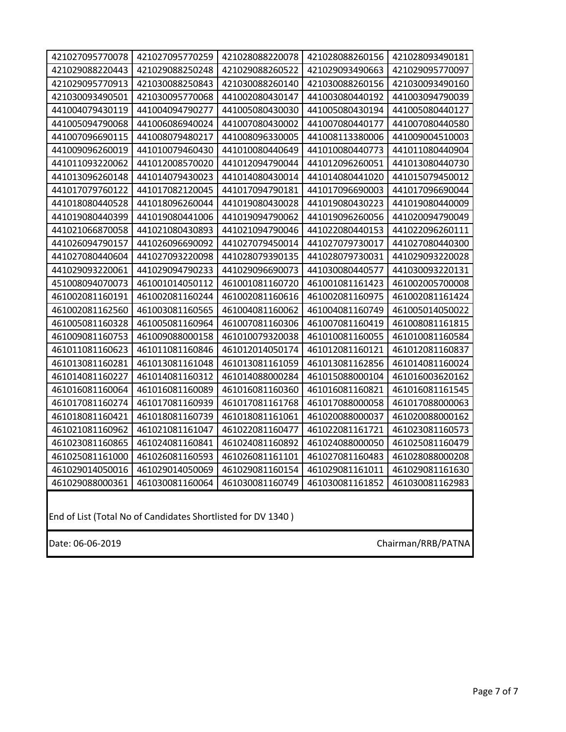| | | | | |
|---|---|---|---|---|
| 421027095770078 | 421027095770259 | 421028088220078 | 421028088260156 | 421028093490181 |
| 421029088220443 | 421029088250248 | 421029088260522 | 421029093490663 | 421029095770097 |
| 421029095770913 | 421030088250843 | 421030088260140 | 421030088260156 | 421030093490160 |
| 421030093490501 | 421030095770068 | 441002080430147 | 441003080440192 | 441003094790039 |
| 441004079430119 | 441004094790277 | 441005080430030 | 441005080430194 | 441005080440127 |
| 441005094790068 | 441006086940024 | 441007080430002 | 441007080440177 | 441007080440580 |
| 441007096690115 | 441008079480217 | 441008096330005 | 441008113380006 | 441009004510003 |
| 441009096260019 | 441010079460430 | 441010080440649 | 441010080440773 | 441011080440904 |
| 441011093220062 | 441012008570020 | 441012094790044 | 441012096260051 | 441013080440730 |
| 441013096260148 | 441014079430023 | 441014080430014 | 441014080441020 | 441015079450012 |
| 441017079760122 | 441017082120045 | 441017094790181 | 441017096690003 | 441017096690044 |
| 441018080440528 | 441018096260044 | 441019080430028 | 441019080430223 | 441019080440009 |
| 441019080440399 | 441019080441006 | 441019094790062 | 441019096260056 | 441020094790049 |
| 441021066870058 | 441021080430893 | 441021094790046 | 441022080440153 | 441022096260111 |
| 441026094790157 | 441026096690092 | 441027079450014 | 441027079730017 | 441027080440300 |
| 441027080440604 | 441027093220098 | 441028079390135 | 441028079730031 | 441029093220028 |
| 441029093220061 | 441029094790233 | 441029096690073 | 441030080440577 | 441030093220131 |
| 451008094070073 | 461001014050112 | 461001081160720 | 461001081161423 | 461002005700008 |
| 461002081160191 | 461002081160244 | 461002081160616 | 461002081160975 | 461002081161424 |
| 461002081162560 | 461003081160565 | 461004081160062 | 461004081160749 | 461005014050022 |
| 461005081160328 | 461005081160964 | 461007081160306 | 461007081160419 | 461008081161815 |
| 461009081160753 | 461009088000158 | 461010079320038 | 461010081160055 | 461010081160584 |
| 461011081160623 | 461011081160846 | 461012014050174 | 461012081160121 | 461012081160837 |
| 461013081160281 | 461013081161048 | 461013081161059 | 461013081162856 | 461014081160024 |
| 461014081160227 | 461014081160312 | 461014088000284 | 461015088000104 | 461016003620162 |
| 461016081160064 | 461016081160089 | 461016081160360 | 461016081160821 | 461016081161545 |
| 461017081160274 | 461017081160939 | 461017081161768 | 461017088000058 | 461017088000063 |
| 461018081160421 | 461018081160739 | 461018081161061 | 461020088000037 | 461020088000162 |
| 461021081160962 | 461021081161047 | 461022081160477 | 461022081161721 | 461023081160573 |
| 461023081160865 | 461024081160841 | 461024081160892 | 461024088000050 | 461025081160479 |
| 461025081161000 | 461026081160593 | 461026081161101 | 461027081160483 | 461028088000208 |
| 461029014050016 | 461029014050069 | 461029081160154 | 461029081161011 | 461029081161630 |
| 461029088000361 | 461030081160064 | 461030081160749 | 461030081161852 | 461030081162983 |

End of List (Total No of Candidates Shortlisted for DV 1340 )

Date: 06-06-2019

Chairman/RRB/PATNA